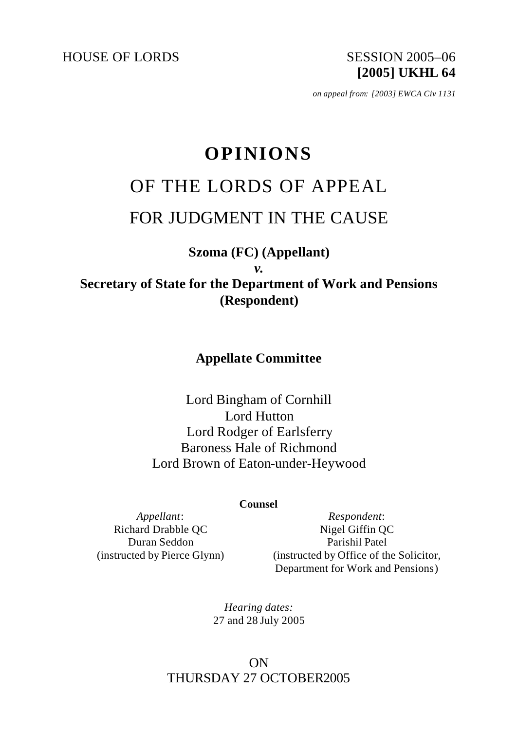HOUSE OF LORDS SESSION 2005–06

**[2005] UKHL 64**

*on appeal from: [2003] EWCA Civ 1131*

# OPINIONS

## OF THE LORDS OF APPEAL

## FOR JUDGMENT IN THE CAUSE

**Szoma (FC) (Appellant)**

***v.***

**Secretary of State for the Department of Work and Pensions (Respondent)**

**Appellate Committee**

Lord Bingham of Cornhill
Lord Hutton
Lord Rodger of Earlsferry
Baroness Hale of Richmond
Lord Brown of Eaton-under-Heywood

**Counsel**

| *Appellant*: | *Respondent*: |
|---|---|
| Richard Drabble QC | Nigel Giffin QC |
| Duran Seddon | Parishil Patel |
| (instructed by Pierce Glynn) | (instructed by Office of the Solicitor, Department for Work and Pensions) |

*Hearing dates:*
27 and 28 July 2005

ON
THURSDAY 27 OCTOBER2005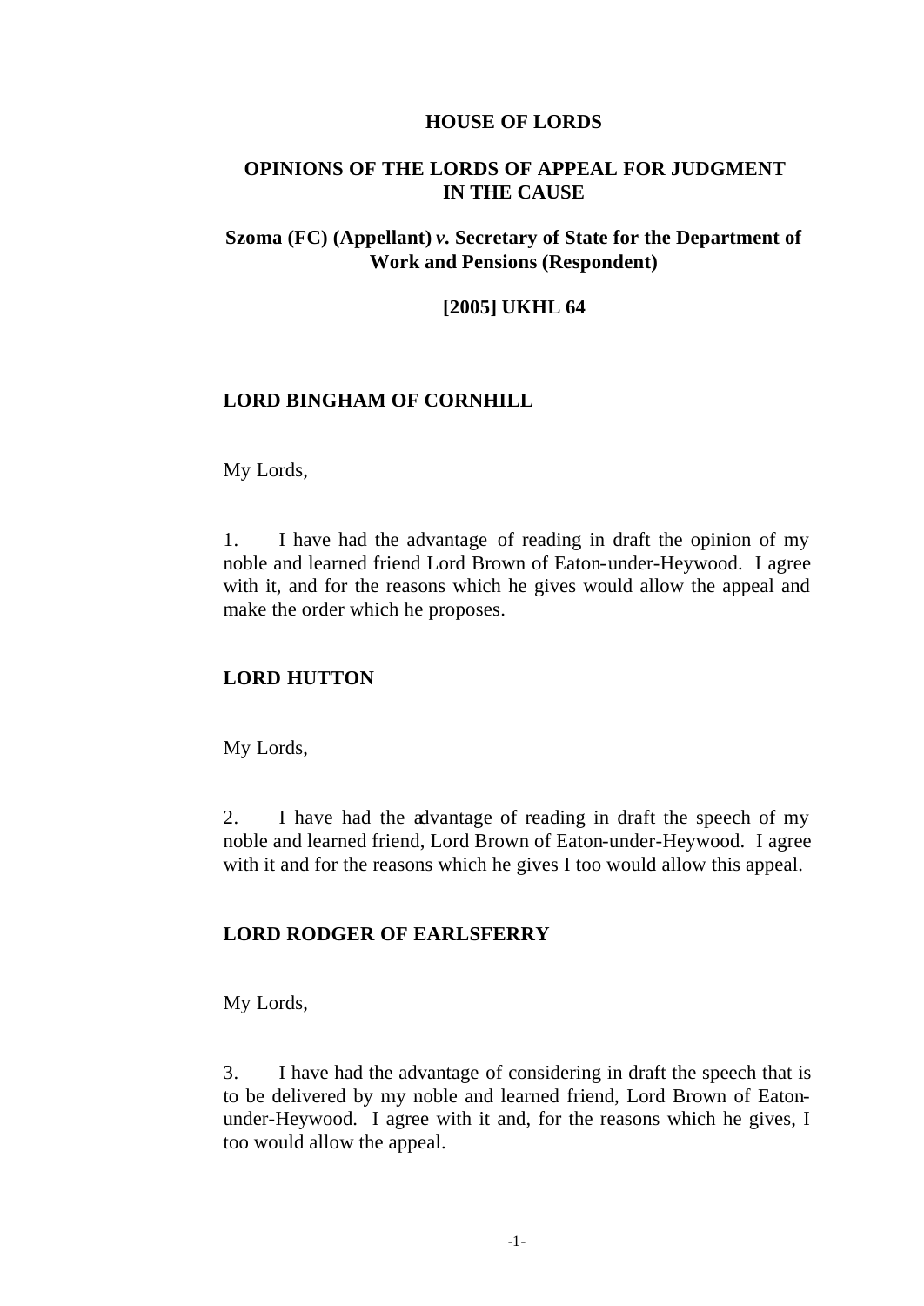**HOUSE OF LORDS**

**OPINIONS OF THE LORDS OF APPEAL FOR JUDGMENT IN THE CAUSE**

**Szoma (FC) (Appellant) *v.* Secretary of State for the Department of Work and Pensions (Respondent)**

**[2005] UKHL 64**

**LORD BINGHAM OF CORNHILL**

My Lords,

1. I have had the advantage of reading in draft the opinion of my noble and learned friend Lord Brown of Eaton-under-Heywood. I agree with it, and for the reasons which he gives would allow the appeal and make the order which he proposes.

**LORD HUTTON**

My Lords,

2. I have had the advantage of reading in draft the speech of my noble and learned friend, Lord Brown of Eaton-under-Heywood. I agree with it and for the reasons which he gives I too would allow this appeal.

**LORD RODGER OF EARLSFERRY**

My Lords,

3. I have had the advantage of considering in draft the speech that is to be delivered by my noble and learned friend, Lord Brown of Eaton-under-Heywood. I agree with it and, for the reasons which he gives, I too would allow the appeal.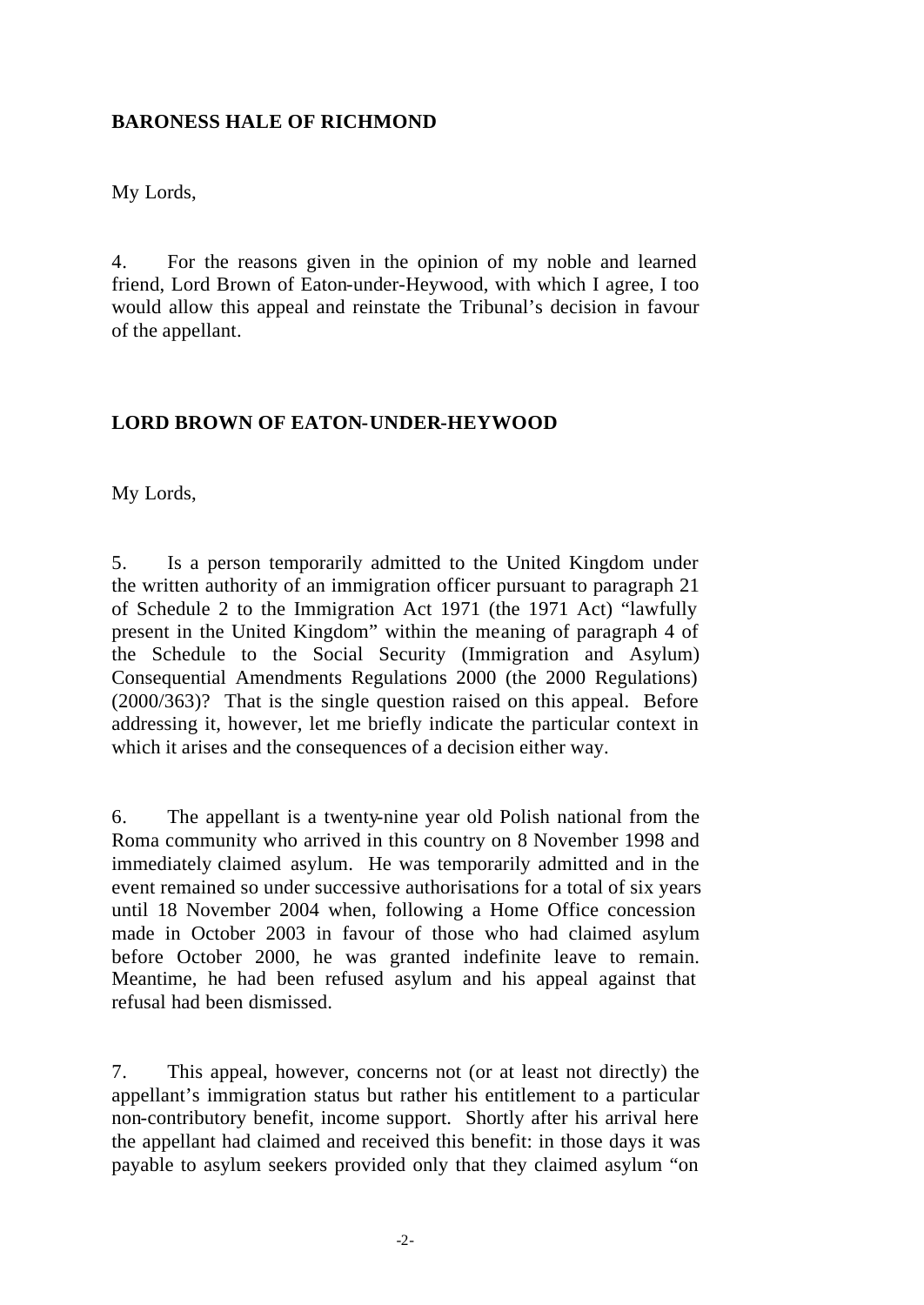**BARONESS HALE OF RICHMOND**

My Lords,

4. For the reasons given in the opinion of my noble and learned friend, Lord Brown of Eaton-under-Heywood, with which I agree, I too would allow this appeal and reinstate the Tribunal's decision in favour of the appellant.

**LORD BROWN OF EATON-UNDER-HEYWOOD**

My Lords,

5. Is a person temporarily admitted to the United Kingdom under the written authority of an immigration officer pursuant to paragraph 21 of Schedule 2 to the Immigration Act 1971 (the 1971 Act) "lawfully present in the United Kingdom" within the meaning of paragraph 4 of the Schedule to the Social Security (Immigration and Asylum) Consequential Amendments Regulations 2000 (the 2000 Regulations) (2000/363)? That is the single question raised on this appeal. Before addressing it, however, let me briefly indicate the particular context in which it arises and the consequences of a decision either way.

6. The appellant is a twenty-nine year old Polish national from the Roma community who arrived in this country on 8 November 1998 and immediately claimed asylum. He was temporarily admitted and in the event remained so under successive authorisations for a total of six years until 18 November 2004 when, following a Home Office concession made in October 2003 in favour of those who had claimed asylum before October 2000, he was granted indefinite leave to remain. Meantime, he had been refused asylum and his appeal against that refusal had been dismissed.

7. This appeal, however, concerns not (or at least not directly) the appellant's immigration status but rather his entitlement to a particular non-contributory benefit, income support. Shortly after his arrival here the appellant had claimed and received this benefit: in those days it was payable to asylum seekers provided only that they claimed asylum "on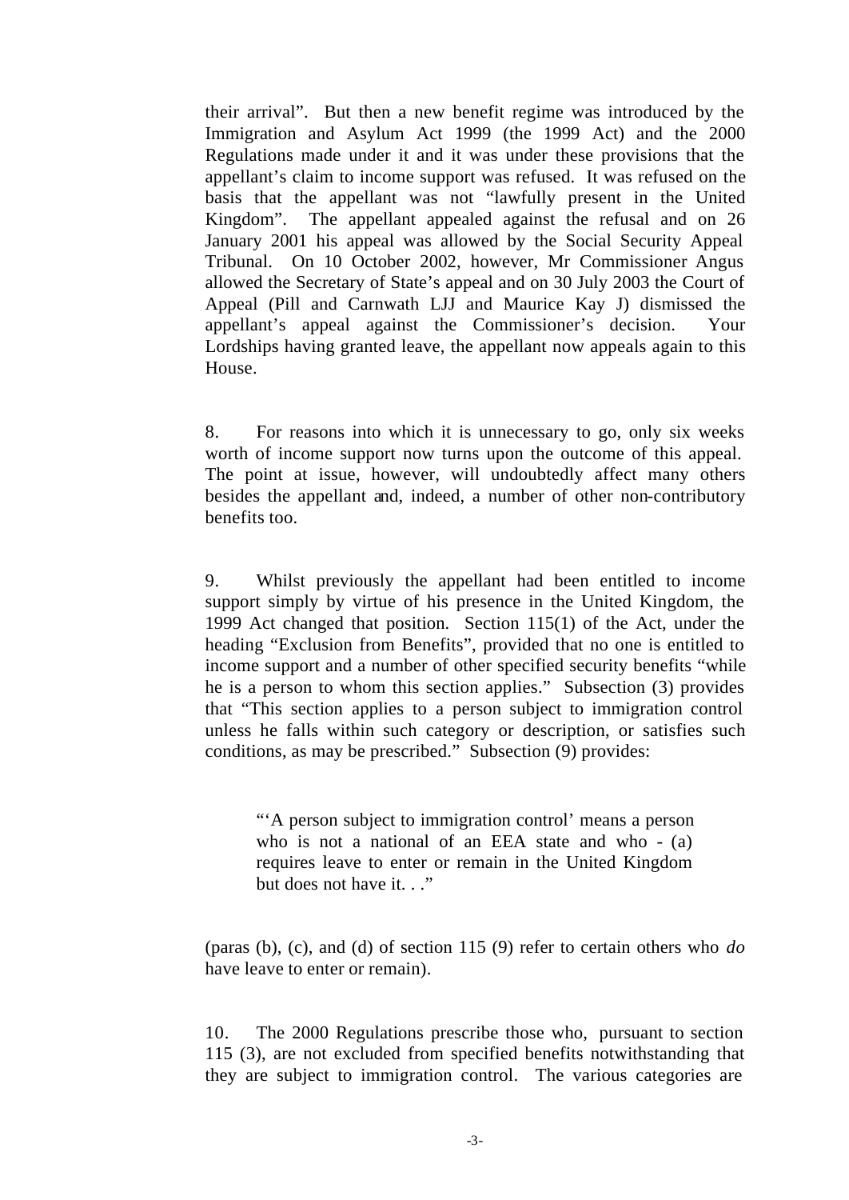their arrival". But then a new benefit regime was introduced by the Immigration and Asylum Act 1999 (the 1999 Act) and the 2000 Regulations made under it and it was under these provisions that the appellant's claim to income support was refused. It was refused on the basis that the appellant was not "lawfully present in the United Kingdom". The appellant appealed against the refusal and on 26 January 2001 his appeal was allowed by the Social Security Appeal Tribunal. On 10 October 2002, however, Mr Commissioner Angus allowed the Secretary of State's appeal and on 30 July 2003 the Court of Appeal (Pill and Carnwath LJJ and Maurice Kay J) dismissed the appellant's appeal against the Commissioner's decision. Your Lordships having granted leave, the appellant now appeals again to this House.

8. For reasons into which it is unnecessary to go, only six weeks worth of income support now turns upon the outcome of this appeal. The point at issue, however, will undoubtedly affect many others besides the appellant and, indeed, a number of other non-contributory benefits too.

9. Whilst previously the appellant had been entitled to income support simply by virtue of his presence in the United Kingdom, the 1999 Act changed that position. Section 115(1) of the Act, under the heading "Exclusion from Benefits", provided that no one is entitled to income support and a number of other specified security benefits "while he is a person to whom this section applies." Subsection (3) provides that "This section applies to a person subject to immigration control unless he falls within such category or description, or satisfies such conditions, as may be prescribed." Subsection (9) provides:

> "'A person subject to immigration control' means a person who is not a national of an EEA state and who - (a) requires leave to enter or remain in the United Kingdom but does not have it. . ."

(paras (b), (c), and (d) of section 115 (9) refer to certain others who *do* have leave to enter or remain).

10. The 2000 Regulations prescribe those who, pursuant to section 115 (3), are not excluded from specified benefits notwithstanding that they are subject to immigration control. The various categories are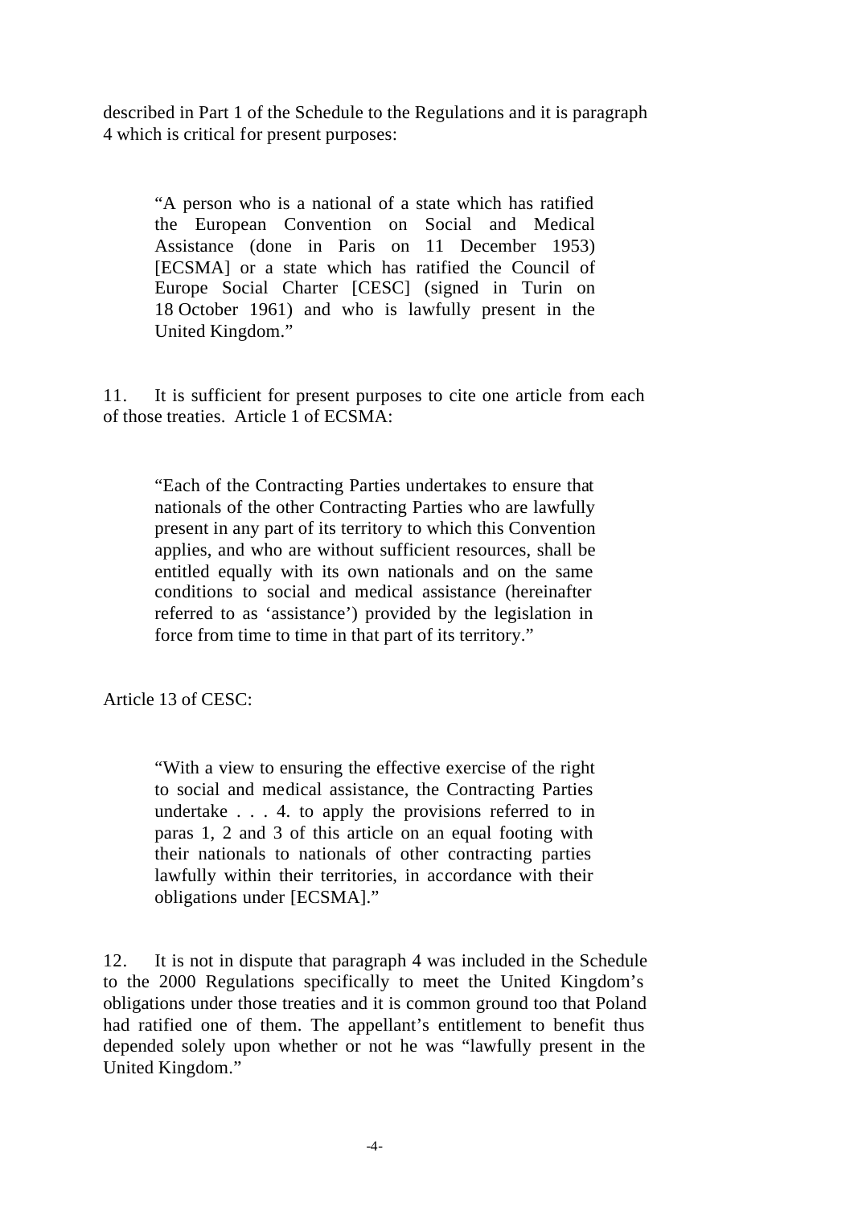described in Part 1 of the Schedule to the Regulations and it is paragraph 4 which is critical for present purposes:

> "A person who is a national of a state which has ratified the European Convention on Social and Medical Assistance (done in Paris on 11 December 1953) [ECSMA] or a state which has ratified the Council of Europe Social Charter [CESC] (signed in Turin on 18 October 1961) and who is lawfully present in the United Kingdom."

11. It is sufficient for present purposes to cite one article from each of those treaties. Article 1 of ECSMA:

> "Each of the Contracting Parties undertakes to ensure that nationals of the other Contracting Parties who are lawfully present in any part of its territory to which this Convention applies, and who are without sufficient resources, shall be entitled equally with its own nationals and on the same conditions to social and medical assistance (hereinafter referred to as 'assistance') provided by the legislation in force from time to time in that part of its territory."

Article 13 of CESC:

> "With a view to ensuring the effective exercise of the right to social and medical assistance, the Contracting Parties undertake . . . 4. to apply the provisions referred to in paras 1, 2 and 3 of this article on an equal footing with their nationals to nationals of other contracting parties lawfully within their territories, in accordance with their obligations under [ECSMA]."

12. It is not in dispute that paragraph 4 was included in the Schedule to the 2000 Regulations specifically to meet the United Kingdom's obligations under those treaties and it is common ground too that Poland had ratified one of them. The appellant's entitlement to benefit thus depended solely upon whether or not he was "lawfully present in the United Kingdom."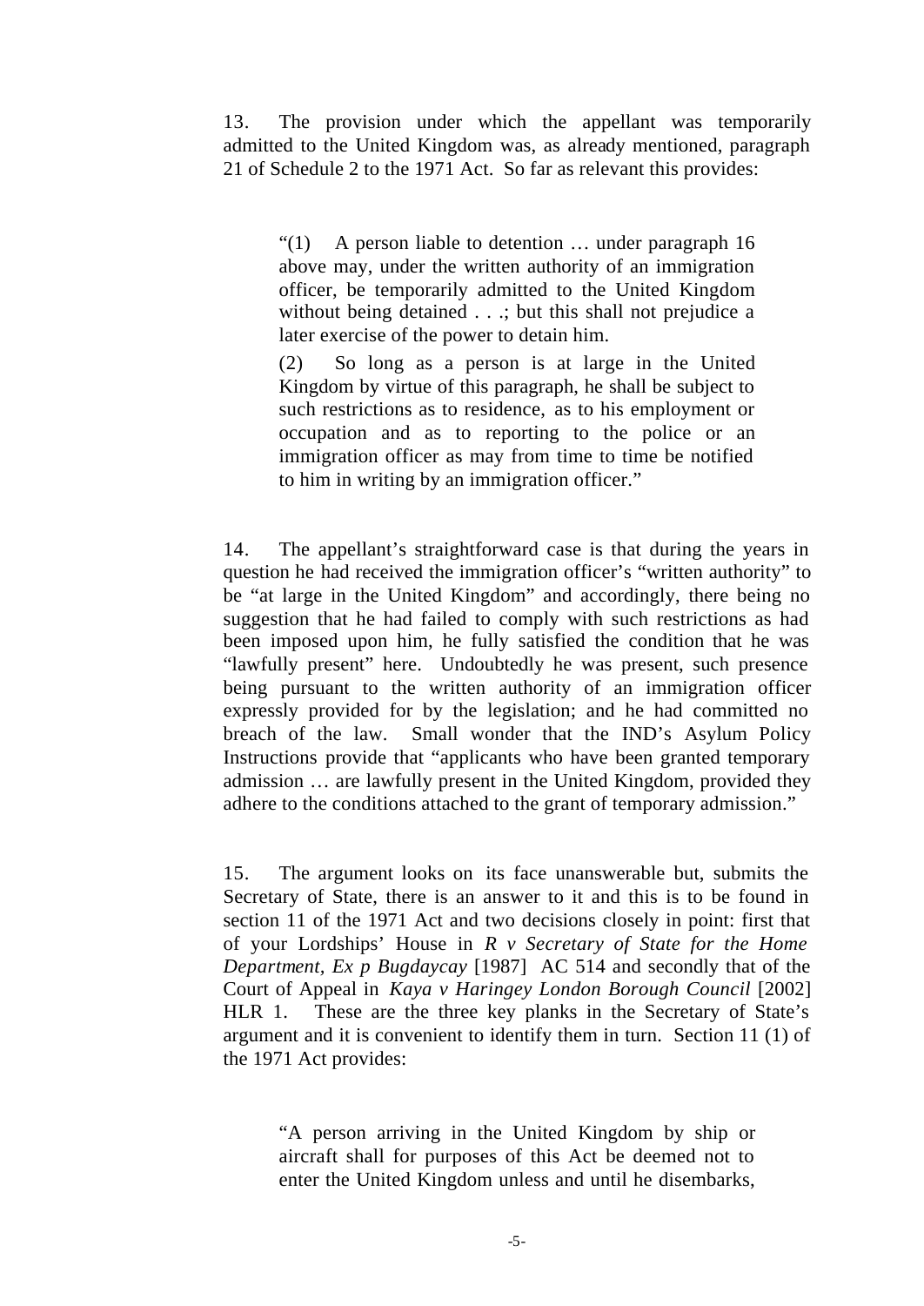13. The provision under which the appellant was temporarily admitted to the United Kingdom was, as already mentioned, paragraph 21 of Schedule 2 to the 1971 Act. So far as relevant this provides:

> "(1) A person liable to detention … under paragraph 16 above may, under the written authority of an immigration officer, be temporarily admitted to the United Kingdom without being detained . . .; but this shall not prejudice a later exercise of the power to detain him.
>
> (2) So long as a person is at large in the United Kingdom by virtue of this paragraph, he shall be subject to such restrictions as to residence, as to his employment or occupation and as to reporting to the police or an immigration officer as may from time to time be notified to him in writing by an immigration officer."

14. The appellant's straightforward case is that during the years in question he had received the immigration officer's "written authority" to be "at large in the United Kingdom" and accordingly, there being no suggestion that he had failed to comply with such restrictions as had been imposed upon him, he fully satisfied the condition that he was "lawfully present" here. Undoubtedly he was present, such presence being pursuant to the written authority of an immigration officer expressly provided for by the legislation; and he had committed no breach of the law. Small wonder that the IND's Asylum Policy Instructions provide that "applicants who have been granted temporary admission … are lawfully present in the United Kingdom, provided they adhere to the conditions attached to the grant of temporary admission."

15. The argument looks on its face unanswerable but, submits the Secretary of State, there is an answer to it and this is to be found in section 11 of the 1971 Act and two decisions closely in point: first that of your Lordships' House in *R v Secretary of State for the Home Department, Ex p Bugdaycay* [1987] AC 514 and secondly that of the Court of Appeal in *Kaya v Haringey London Borough Council* [2002] HLR 1. These are the three key planks in the Secretary of State's argument and it is convenient to identify them in turn. Section 11 (1) of the 1971 Act provides:

> "A person arriving in the United Kingdom by ship or aircraft shall for purposes of this Act be deemed not to enter the United Kingdom unless and until he disembarks,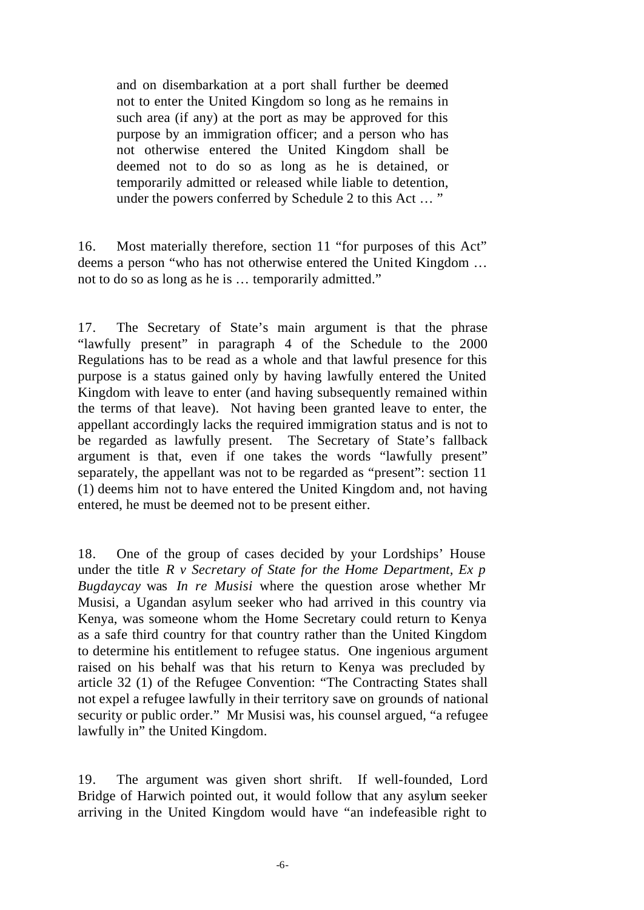> and on disembarkation at a port shall further be deemed not to enter the United Kingdom so long as he remains in such area (if any) at the port as may be approved for this purpose by an immigration officer; and a person who has not otherwise entered the United Kingdom shall be deemed not to do so as long as he is detained, or temporarily admitted or released while liable to detention, under the powers conferred by Schedule 2 to this Act … "

16. Most materially therefore, section 11 "for purposes of this Act" deems a person "who has not otherwise entered the United Kingdom … not to do so as long as he is … temporarily admitted."

17. The Secretary of State's main argument is that the phrase "lawfully present" in paragraph 4 of the Schedule to the 2000 Regulations has to be read as a whole and that lawful presence for this purpose is a status gained only by having lawfully entered the United Kingdom with leave to enter (and having subsequently remained within the terms of that leave). Not having been granted leave to enter, the appellant accordingly lacks the required immigration status and is not to be regarded as lawfully present. The Secretary of State's fallback argument is that, even if one takes the words "lawfully present" separately, the appellant was not to be regarded as "present": section 11 (1) deems him not to have entered the United Kingdom and, not having entered, he must be deemed not to be present either.

18. One of the group of cases decided by your Lordships' House under the title *R v Secretary of State for the Home Department, Ex p Bugdaycay* was *In re Musisi* where the question arose whether Mr Musisi, a Ugandan asylum seeker who had arrived in this country via Kenya, was someone whom the Home Secretary could return to Kenya as a safe third country for that country rather than the United Kingdom to determine his entitlement to refugee status. One ingenious argument raised on his behalf was that his return to Kenya was precluded by article 32 (1) of the Refugee Convention: "The Contracting States shall not expel a refugee lawfully in their territory save on grounds of national security or public order." Mr Musisi was, his counsel argued, "a refugee lawfully in" the United Kingdom.

19. The argument was given short shrift. If well-founded, Lord Bridge of Harwich pointed out, it would follow that any asylum seeker arriving in the United Kingdom would have "an indefeasible right to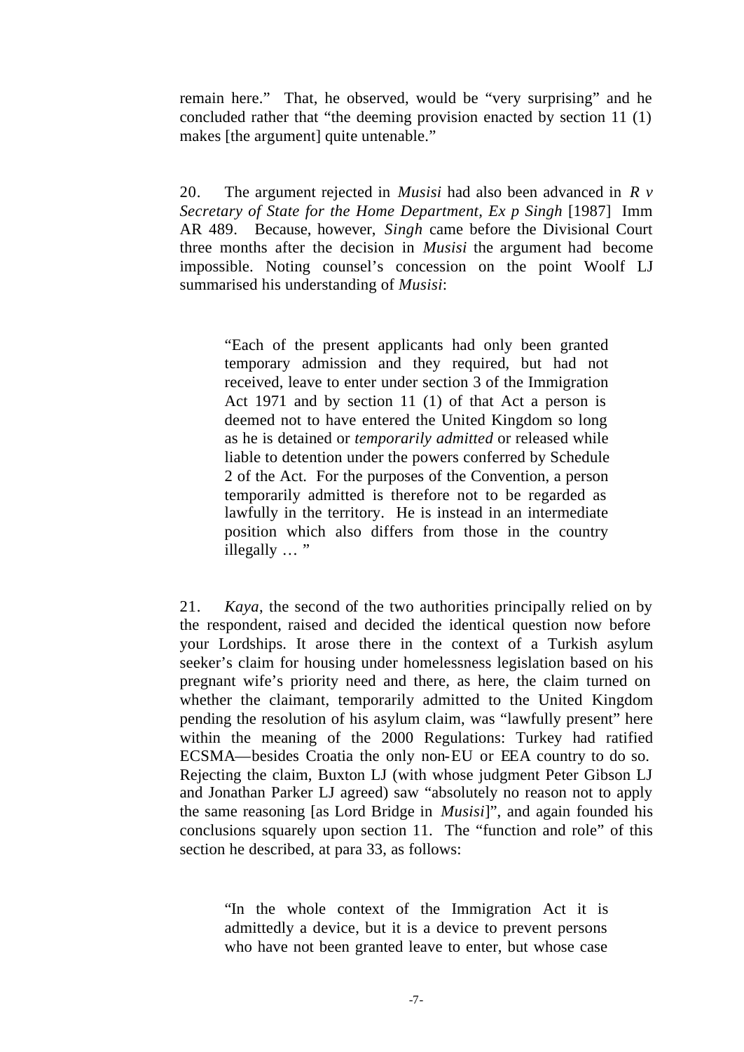remain here." That, he observed, would be "very surprising" and he concluded rather that "the deeming provision enacted by section 11 (1) makes [the argument] quite untenable."

20. The argument rejected in *Musisi* had also been advanced in *R v Secretary of State for the Home Department, Ex p Singh* [1987] Imm AR 489. Because, however, *Singh* came before the Divisional Court three months after the decision in *Musisi* the argument had become impossible. Noting counsel's concession on the point Woolf LJ summarised his understanding of *Musisi*:

> "Each of the present applicants had only been granted temporary admission and they required, but had not received, leave to enter under section 3 of the Immigration Act 1971 and by section 11 (1) of that Act a person is deemed not to have entered the United Kingdom so long as he is detained or *temporarily admitted* or released while liable to detention under the powers conferred by Schedule 2 of the Act. For the purposes of the Convention, a person temporarily admitted is therefore not to be regarded as lawfully in the territory. He is instead in an intermediate position which also differs from those in the country illegally … "

21. *Kaya*, the second of the two authorities principally relied on by the respondent, raised and decided the identical question now before your Lordships. It arose there in the context of a Turkish asylum seeker's claim for housing under homelessness legislation based on his pregnant wife's priority need and there, as here, the claim turned on whether the claimant, temporarily admitted to the United Kingdom pending the resolution of his asylum claim, was "lawfully present" here within the meaning of the 2000 Regulations: Turkey had ratified ECSMA—besides Croatia the only non-EU or EEA country to do so. Rejecting the claim, Buxton LJ (with whose judgment Peter Gibson LJ and Jonathan Parker LJ agreed) saw "absolutely no reason not to apply the same reasoning [as Lord Bridge in *Musisi*]", and again founded his conclusions squarely upon section 11. The "function and role" of this section he described, at para 33, as follows:

> "In the whole context of the Immigration Act it is admittedly a device, but it is a device to prevent persons who have not been granted leave to enter, but whose case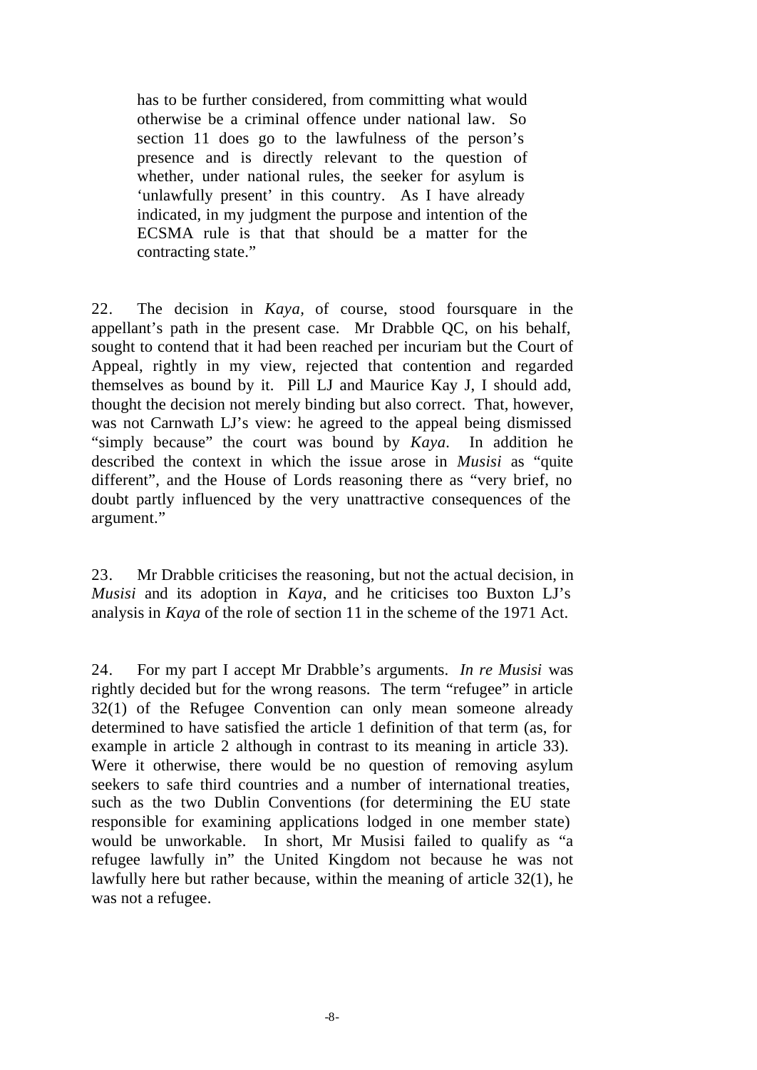> has to be further considered, from committing what would otherwise be a criminal offence under national law. So section 11 does go to the lawfulness of the person's presence and is directly relevant to the question of whether, under national rules, the seeker for asylum is 'unlawfully present' in this country. As I have already indicated, in my judgment the purpose and intention of the ECSMA rule is that that should be a matter for the contracting state."

22. The decision in *Kaya*, of course, stood foursquare in the appellant's path in the present case. Mr Drabble QC, on his behalf, sought to contend that it had been reached per incuriam but the Court of Appeal, rightly in my view, rejected that contention and regarded themselves as bound by it. Pill LJ and Maurice Kay J, I should add, thought the decision not merely binding but also correct. That, however, was not Carnwath LJ's view: he agreed to the appeal being dismissed "simply because" the court was bound by *Kaya*. In addition he described the context in which the issue arose in *Musisi* as "quite different", and the House of Lords reasoning there as "very brief, no doubt partly influenced by the very unattractive consequences of the argument."

23. Mr Drabble criticises the reasoning, but not the actual decision, in *Musisi* and its adoption in *Kaya*, and he criticises too Buxton LJ's analysis in *Kaya* of the role of section 11 in the scheme of the 1971 Act.

24. For my part I accept Mr Drabble's arguments. *In re Musisi* was rightly decided but for the wrong reasons. The term "refugee" in article 32(1) of the Refugee Convention can only mean someone already determined to have satisfied the article 1 definition of that term (as, for example in article 2 although in contrast to its meaning in article 33). Were it otherwise, there would be no question of removing asylum seekers to safe third countries and a number of international treaties, such as the two Dublin Conventions (for determining the EU state responsible for examining applications lodged in one member state) would be unworkable. In short, Mr Musisi failed to qualify as "a refugee lawfully in" the United Kingdom not because he was not lawfully here but rather because, within the meaning of article 32(1), he was not a refugee.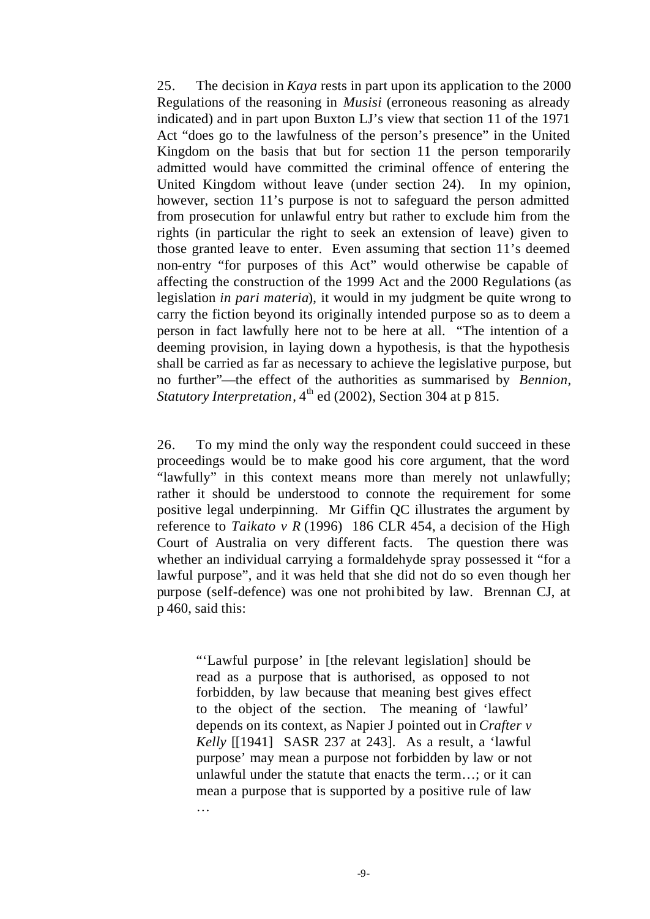25. The decision in *Kaya* rests in part upon its application to the 2000 Regulations of the reasoning in *Musisi* (erroneous reasoning as already indicated) and in part upon Buxton LJ's view that section 11 of the 1971 Act "does go to the lawfulness of the person's presence" in the United Kingdom on the basis that but for section 11 the person temporarily admitted would have committed the criminal offence of entering the United Kingdom without leave (under section 24). In my opinion, however, section 11's purpose is not to safeguard the person admitted from prosecution for unlawful entry but rather to exclude him from the rights (in particular the right to seek an extension of leave) given to those granted leave to enter. Even assuming that section 11's deemed non-entry "for purposes of this Act" would otherwise be capable of affecting the construction of the 1999 Act and the 2000 Regulations (as legislation *in pari materia*), it would in my judgment be quite wrong to carry the fiction beyond its originally intended purpose so as to deem a person in fact lawfully here not to be here at all. "The intention of a deeming provision, in laying down a hypothesis, is that the hypothesis shall be carried as far as necessary to achieve the legislative purpose, but no further"—the effect of the authorities as summarised by *Bennion, Statutory Interpretation*, 4th ed (2002), Section 304 at p 815.

26. To my mind the only way the respondent could succeed in these proceedings would be to make good his core argument, that the word "lawfully" in this context means more than merely not unlawfully; rather it should be understood to connote the requirement for some positive legal underpinning. Mr Giffin QC illustrates the argument by reference to *Taikato v R* (1996) 186 CLR 454, a decision of the High Court of Australia on very different facts. The question there was whether an individual carrying a formaldehyde spray possessed it "for a lawful purpose", and it was held that she did not do so even though her purpose (self-defence) was one not prohibited by law. Brennan CJ, at p 460, said this:

> "'Lawful purpose' in [the relevant legislation] should be read as a purpose that is authorised, as opposed to not forbidden, by law because that meaning best gives effect to the object of the section. The meaning of 'lawful' depends on its context, as Napier J pointed out in *Crafter v Kelly* [[1941] SASR 237 at 243]. As a result, a 'lawful purpose' may mean a purpose not forbidden by law or not unlawful under the statute that enacts the term…; or it can mean a purpose that is supported by a positive rule of law …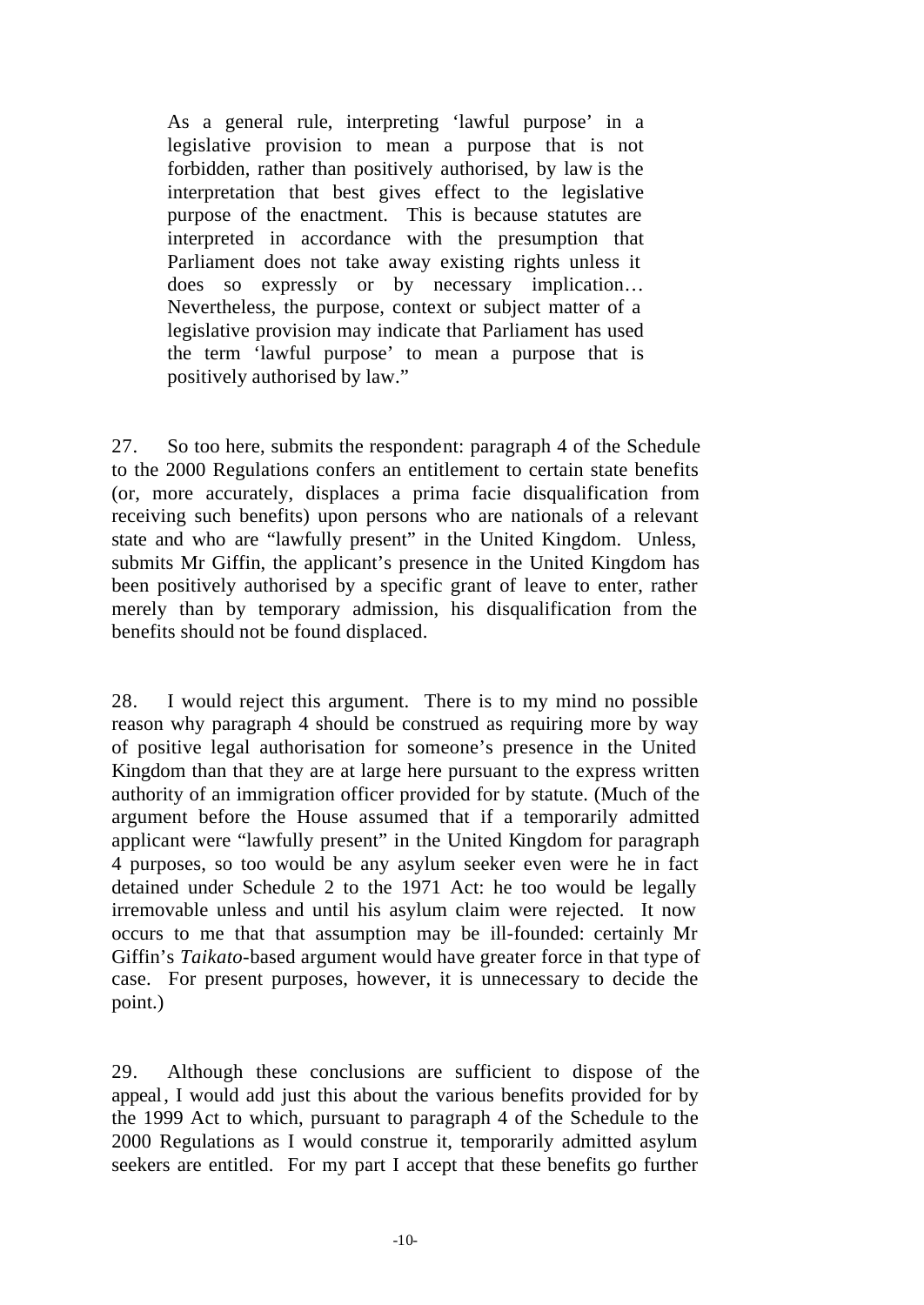> As a general rule, interpreting 'lawful purpose' in a legislative provision to mean a purpose that is not forbidden, rather than positively authorised, by law is the interpretation that best gives effect to the legislative purpose of the enactment. This is because statutes are interpreted in accordance with the presumption that Parliament does not take away existing rights unless it does so expressly or by necessary implication… Nevertheless, the purpose, context or subject matter of a legislative provision may indicate that Parliament has used the term 'lawful purpose' to mean a purpose that is positively authorised by law."

27. So too here, submits the respondent: paragraph 4 of the Schedule to the 2000 Regulations confers an entitlement to certain state benefits (or, more accurately, displaces a prima facie disqualification from receiving such benefits) upon persons who are nationals of a relevant state and who are "lawfully present" in the United Kingdom. Unless, submits Mr Giffin, the applicant's presence in the United Kingdom has been positively authorised by a specific grant of leave to enter, rather merely than by temporary admission, his disqualification from the benefits should not be found displaced.

28. I would reject this argument. There is to my mind no possible reason why paragraph 4 should be construed as requiring more by way of positive legal authorisation for someone's presence in the United Kingdom than that they are at large here pursuant to the express written authority of an immigration officer provided for by statute. (Much of the argument before the House assumed that if a temporarily admitted applicant were "lawfully present" in the United Kingdom for paragraph 4 purposes, so too would be any asylum seeker even were he in fact detained under Schedule 2 to the 1971 Act: he too would be legally irremovable unless and until his asylum claim were rejected. It now occurs to me that that assumption may be ill-founded: certainly Mr Giffin's *Taikato*-based argument would have greater force in that type of case. For present purposes, however, it is unnecessary to decide the point.)

29. Although these conclusions are sufficient to dispose of the appeal, I would add just this about the various benefits provided for by the 1999 Act to which, pursuant to paragraph 4 of the Schedule to the 2000 Regulations as I would construe it, temporarily admitted asylum seekers are entitled. For my part I accept that these benefits go further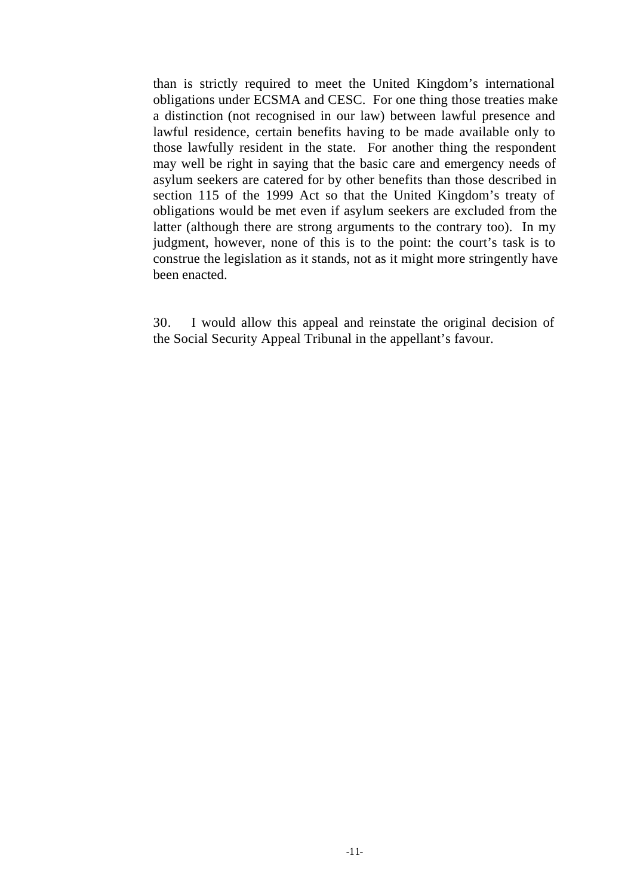than is strictly required to meet the United Kingdom's international obligations under ECSMA and CESC. For one thing those treaties make a distinction (not recognised in our law) between lawful presence and lawful residence, certain benefits having to be made available only to those lawfully resident in the state. For another thing the respondent may well be right in saying that the basic care and emergency needs of asylum seekers are catered for by other benefits than those described in section 115 of the 1999 Act so that the United Kingdom's treaty of obligations would be met even if asylum seekers are excluded from the latter (although there are strong arguments to the contrary too). In my judgment, however, none of this is to the point: the court's task is to construe the legislation as it stands, not as it might more stringently have been enacted.

30. I would allow this appeal and reinstate the original decision of the Social Security Appeal Tribunal in the appellant's favour.